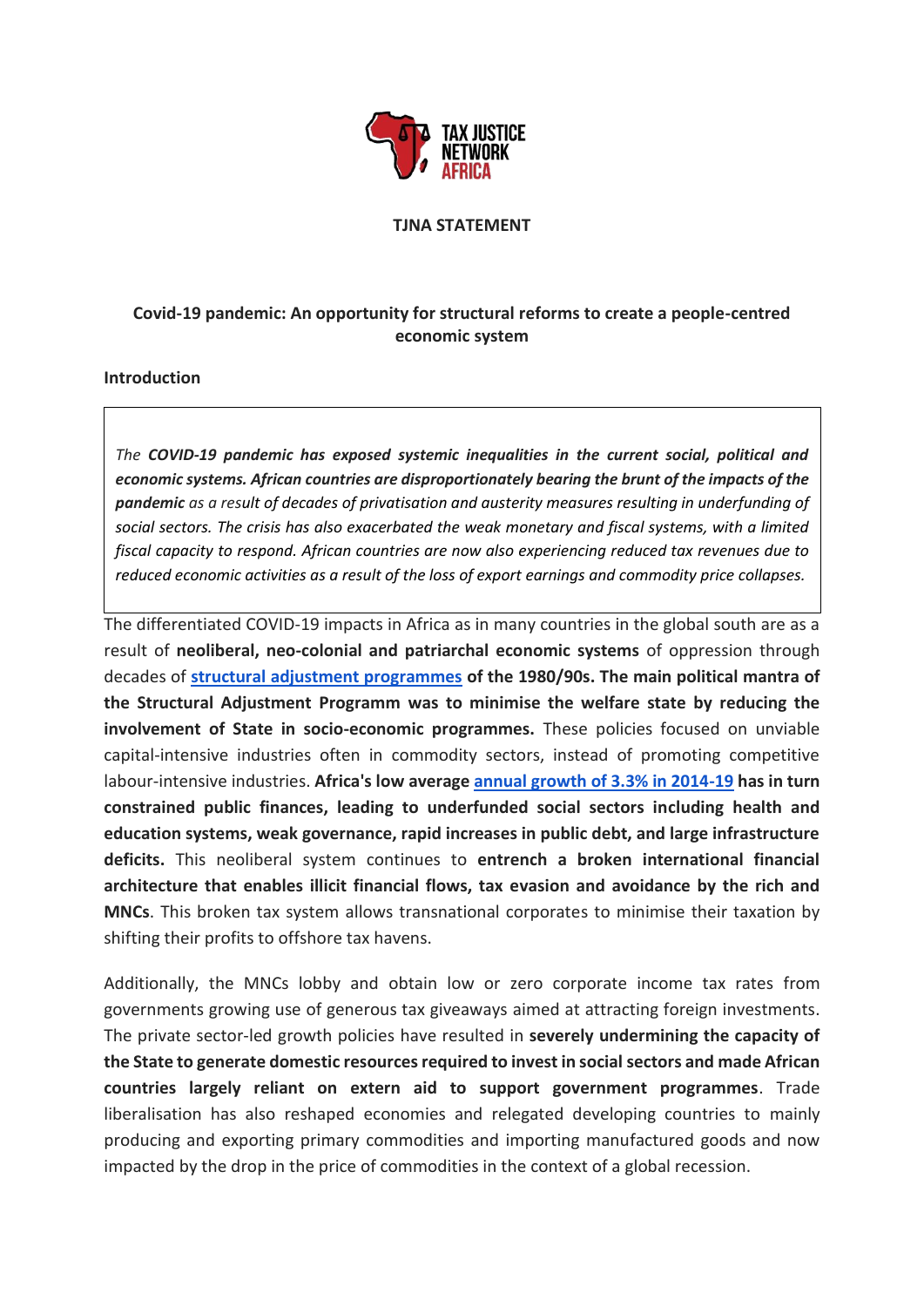TAX JUSTICE NETWORK AFRICA

**TJNA STATEMENT**

## Covid-19 pandemic: An opportunity for structural reforms to create a people-centred economic system

### Introduction

*The **COVID-19 pandemic has exposed systemic inequalities in the current social, political and economic systems. African countries are disproportionately bearing the brunt of the impacts of the pandemic** as a result of decades of privatisation and austerity measures resulting in underfunding of social sectors. The crisis has also exacerbated the weak monetary and fiscal systems, with a limited fiscal capacity to respond. African countries are now also experiencing reduced tax revenues due to reduced economic activities as a result of the loss of export earnings and commodity price collapses.*

The differentiated COVID-19 impacts in Africa as in many countries in the global south are as a result of **neoliberal, neo-colonial and patriarchal economic systems** of oppression through decades of **structural adjustment programmes of the 1980/90s. The main political mantra of the Structural Adjustment Programm was to minimise the welfare state by reducing the involvement of State in socio-economic programmes.** These policies focused on unviable capital-intensive industries often in commodity sectors, instead of promoting competitive labour-intensive industries. **Africa's low average annual growth of 3.3% in 2014-19 has in turn constrained public finances, leading to underfunded social sectors including health and education systems, weak governance, rapid increases in public debt, and large infrastructure deficits.** This neoliberal system continues to **entrench a broken international financial architecture that enables illicit financial flows, tax evasion and avoidance by the rich and MNCs**. This broken tax system allows transnational corporates to minimise their taxation by shifting their profits to offshore tax havens.

Additionally, the MNCs lobby and obtain low or zero corporate income tax rates from governments growing use of generous tax giveaways aimed at attracting foreign investments. The private sector-led growth policies have resulted in **severely undermining the capacity of the State to generate domestic resources required to invest in social sectors and made African countries largely reliant on extern aid to support government programmes**. Trade liberalisation has also reshaped economies and relegated developing countries to mainly producing and exporting primary commodities and importing manufactured goods and now impacted by the drop in the price of commodities in the context of a global recession.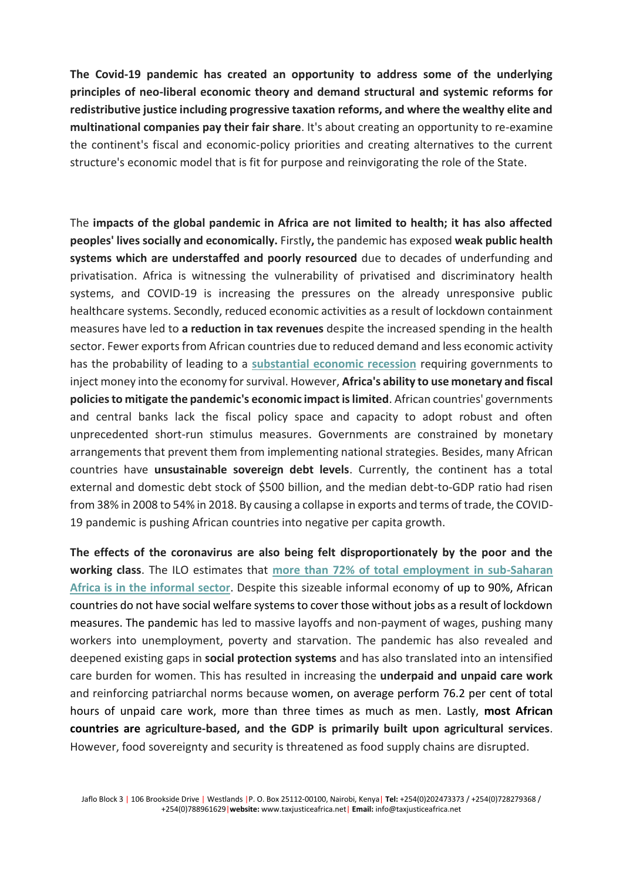**The Covid-19 pandemic has created an opportunity to address some of the underlying principles of neo-liberal economic theory and demand structural and systemic reforms for redistributive justice including progressive taxation reforms, and where the wealthy elite and multinational companies pay their fair share**. It's about creating an opportunity to re-examine the continent's fiscal and economic-policy priorities and creating alternatives to the current structure's economic model that is fit for purpose and reinvigorating the role of the State.

The **impacts of the global pandemic in Africa are not limited to health; it has also affected peoples' lives socially and economically.** Firstly**,** the pandemic has exposed **weak public health systems which are understaffed and poorly resourced** due to decades of underfunding and privatisation. Africa is witnessing the vulnerability of privatised and discriminatory health systems, and COVID-19 is increasing the pressures on the already unresponsive public healthcare systems. Secondly, reduced economic activities as a result of lockdown containment measures have led to **a reduction in tax revenues** despite the increased spending in the health sector. Fewer exports from African countries due to reduced demand and less economic activity has the probability of leading to a **substantial economic recession** requiring governments to inject money into the economy for survival. However, **Africa's ability to use monetary and fiscal policies to mitigate the pandemic's economic impact is limited**. African countries' governments and central banks lack the fiscal policy space and capacity to adopt robust and often unprecedented short-run stimulus measures. Governments are constrained by monetary arrangements that prevent them from implementing national strategies. Besides, many African countries have **unsustainable sovereign debt levels**. Currently, the continent has a total external and domestic debt stock of $500 billion, and the median debt-to-GDP ratio had risen from 38% in 2008 to 54% in 2018. By causing a collapse in exports and terms of trade, the COVID-19 pandemic is pushing African countries into negative per capita growth.

**The effects of the coronavirus are also being felt disproportionately by the poor and the working class**. The ILO estimates that **more than 72% of total employment in sub-Saharan Africa is in the informal sector**. Despite this sizeable informal economy of up to 90%, African countries do not have social welfare systems to cover those without jobs as a result of lockdown measures. The pandemic has led to massive layoffs and non-payment of wages, pushing many workers into unemployment, poverty and starvation. The pandemic has also revealed and deepened existing gaps in **social protection systems** and has also translated into an intensified care burden for women. This has resulted in increasing the **underpaid and unpaid care work** and reinforcing patriarchal norms because women, on average perform 76.2 per cent of total hours of unpaid care work, more than three times as much as men. Lastly, **most African countries are agriculture-based, and the GDP is primarily built upon agricultural services**. However, food sovereignty and security is threatened as food supply chains are disrupted.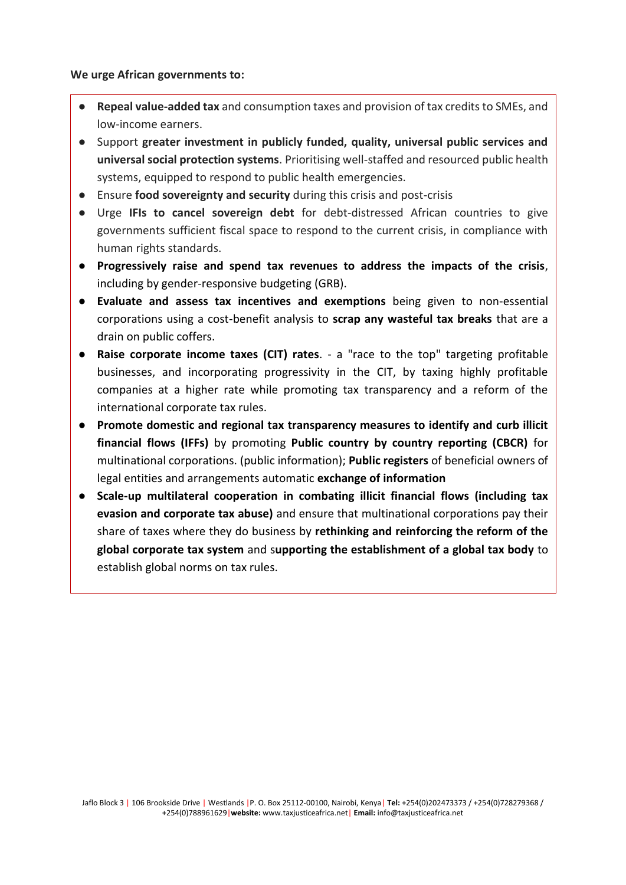**We urge African governments to:**

- **Repeal value-added tax** and consumption taxes and provision of tax credits to SMEs, and low-income earners.
- Support **greater investment in publicly funded, quality, universal public services and universal social protection systems**. Prioritising well-staffed and resourced public health systems, equipped to respond to public health emergencies.
- Ensure **food sovereignty and security** during this crisis and post-crisis
- Urge **IFIs to cancel sovereign debt** for debt-distressed African countries to give governments sufficient fiscal space to respond to the current crisis, in compliance with human rights standards.
- **Progressively raise and spend tax revenues to address the impacts of the crisis**, including by gender-responsive budgeting (GRB).
- **Evaluate and assess tax incentives and exemptions** being given to non-essential corporations using a cost-benefit analysis to **scrap any wasteful tax breaks** that are a drain on public coffers.
- **Raise corporate income taxes (CIT) rates**. - a "race to the top" targeting profitable businesses, and incorporating progressivity in the CIT, by taxing highly profitable companies at a higher rate while promoting tax transparency and a reform of the international corporate tax rules.
- **Promote domestic and regional tax transparency measures to identify and curb illicit financial flows (IFFs)** by promoting **Public country by country reporting (CBCR)** for multinational corporations. (public information); **Public registers** of beneficial owners of legal entities and arrangements automatic **exchange of information**
- **Scale-up multilateral cooperation in combating illicit financial flows (including tax evasion and corporate tax abuse)** and ensure that multinational corporations pay their share of taxes where they do business by **rethinking and reinforcing the reform of the global corporate tax system** and s**upporting the establishment of a global tax body** to establish global norms on tax rules.

Jaflo Block 3 | 106 Brookside Drive | Westlands | P. O. Box 25112-00100, Nairobi, Kenya | **Tel:** +254(0)202473373 / +254(0)728279368 / +254(0)788961629 | **website:** www.taxjusticeafrica.net | **Email:** info@taxjusticeafrica.net